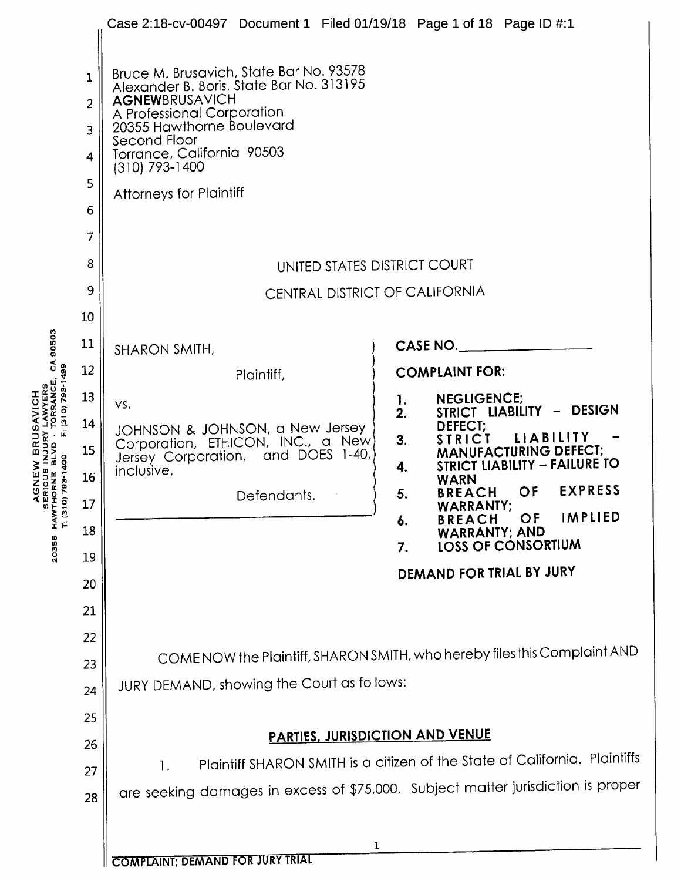Bruce M. Brusavich, State Bar No. 93578
Alexander B. Boris, State Bar No. 313195
**AGNEW**BRUSAVICH
A Professional Corporation
20355 Hawthorne Boulevard
Second Floor
Torrance, California 90503
(310) 793-1400

Attorneys for Plaintiff

UNITED STATES DISTRICT COURT

CENTRAL DISTRICT OF CALIFORNIA

SHARON SMITH,

Plaintiff,

vs.

JOHNSON & JOHNSON, a New Jersey Corporation, ETHICON, INC., a New Jersey Corporation, and DOES 1-40, inclusive,

Defendants.

**CASE NO.\_\_\_\_\_\_\_\_\_\_\_\_\_\_\_\_**

**COMPLAINT FOR:**

1. **NEGLIGENCE;**
2. **STRICT LIABILITY – DESIGN DEFECT;**
3. **STRICT LIABILITY – MANUFACTURING DEFECT;**
4. **STRICT LIABILITY – FAILURE TO WARN**
5. **BREACH OF EXPRESS WARRANTY;**
6. **BREACH OF IMPLIED WARRANTY; AND**
7. **LOSS OF CONSORTIUM**

**DEMAND FOR TRIAL BY JURY**

COME NOW the Plaintiff, SHARON SMITH, who hereby files this Complaint AND JURY DEMAND, showing the Court as follows:

## PARTIES, JURISDICTION AND VENUE

1. Plaintiff SHARON SMITH is a citizen of the State of California. Plaintiffs are seeking damages in excess of $75,000. Subject matter jurisdiction is proper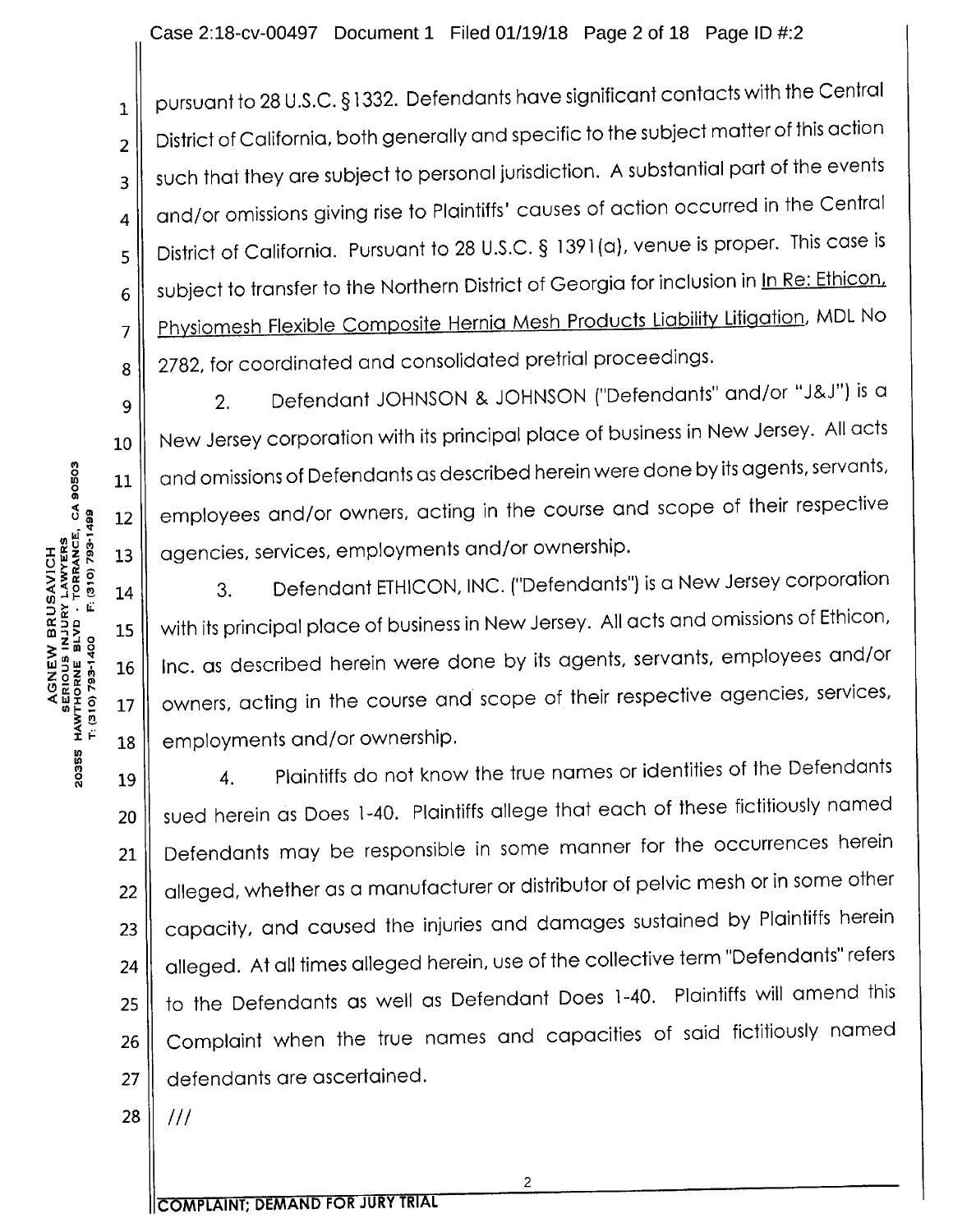pursuant to 28 U.S.C. §1332. Defendants have significant contacts with the Central District of California, both generally and specific to the subject matter of this action such that they are subject to personal jurisdiction. A substantial part of the events and/or omissions giving rise to Plaintiffs' causes of action occurred in the Central District of California. Pursuant to 28 U.S.C. § 1391(a), venue is proper. This case is subject to transfer to the Northern District of Georgia for inclusion in In Re: Ethicon, Physiomesh Flexible Composite Hernia Mesh Products Liability Litigation, MDL No 2782, for coordinated and consolidated pretrial proceedings.

2. Defendant JOHNSON & JOHNSON ("Defendants" and/or "J&J") is a New Jersey corporation with its principal place of business in New Jersey. All acts and omissions of Defendants as described herein were done by its agents, servants, employees and/or owners, acting in the course and scope of their respective agencies, services, employments and/or ownership.

3. Defendant ETHICON, INC. ("Defendants") is a New Jersey corporation with its principal place of business in New Jersey. All acts and omissions of Ethicon, Inc. as described herein were done by its agents, servants, employees and/or owners, acting in the course and scope of their respective agencies, services, employments and/or ownership.

4. Plaintiffs do not know the true names or identities of the Defendants sued herein as Does 1-40. Plaintiffs allege that each of these fictitiously named Defendants may be responsible in some manner for the occurrences herein alleged, whether as a manufacturer or distributor of pelvic mesh or in some other capacity, and caused the injuries and damages sustained by Plaintiffs herein alleged. At all times alleged herein, use of the collective term "Defendants" refers to the Defendants as well as Defendant Does 1-40. Plaintiffs will amend this Complaint when the true names and capacities of said fictitiously named defendants are ascertained.

///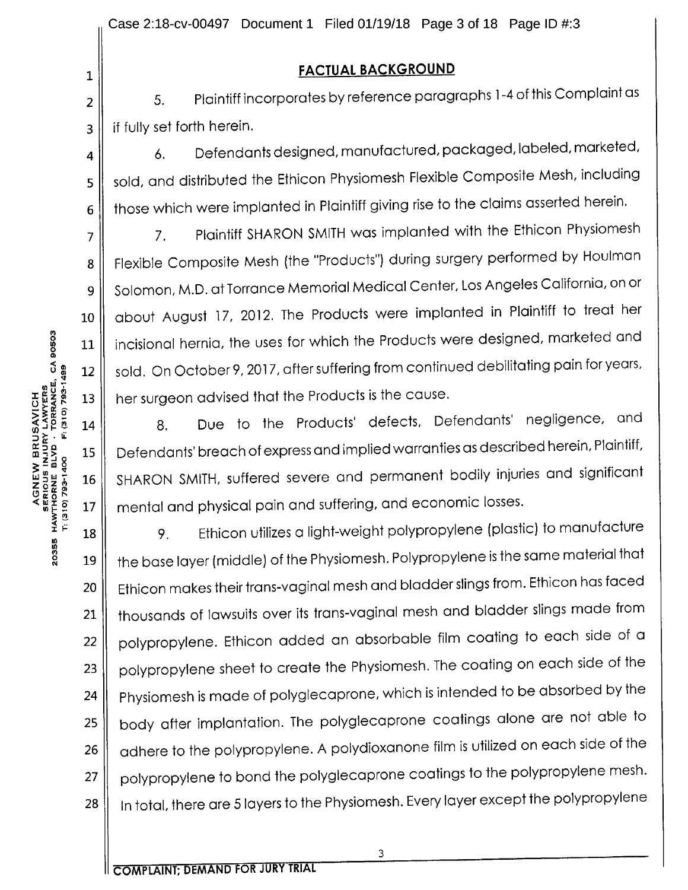## FACTUAL BACKGROUND

5. Plaintiff incorporates by reference paragraphs 1-4 of this Complaint as if fully set forth herein.

6. Defendants designed, manufactured, packaged, labeled, marketed, sold, and distributed the Ethicon Physiomesh Flexible Composite Mesh, including those which were implanted in Plaintiff giving rise to the claims asserted herein.

7. Plaintiff SHARON SMITH was implanted with the Ethicon Physiomesh Flexible Composite Mesh (the "Products") during surgery performed by Houlman Solomon, M.D. at Torrance Memorial Medical Center, Los Angeles California, on or about August 17, 2012. The Products were implanted in Plaintiff to treat her incisional hernia, the uses for which the Products were designed, marketed and sold. On October 9, 2017, after suffering from continued debilitating pain for years, her surgeon advised that the Products is the cause.

8. Due to the Products' defects, Defendants' negligence, and Defendants' breach of express and implied warranties as described herein, Plaintiff, SHARON SMITH, suffered severe and permanent bodily injuries and significant mental and physical pain and suffering, and economic losses.

9. Ethicon utilizes a light-weight polypropylene (plastic) to manufacture the base layer (middle) of the Physiomesh. Polypropylene is the same material that Ethicon makes their trans-vaginal mesh and bladder slings from. Ethicon has faced thousands of lawsuits over its trans-vaginal mesh and bladder slings made from polypropylene. Ethicon added an absorbable film coating to each side of a polypropylene sheet to create the Physiomesh. The coating on each side of the Physiomesh is made of polyglecaprone, which is intended to be absorbed by the body after implantation. The polyglecaprone coatings alone are not able to adhere to the polypropylene. A polydioxanone film is utilized on each side of the polypropylene to bond the polyglecaprone coatings to the polypropylene mesh. In total, there are 5 layers to the Physiomesh. Every layer except the polypropylene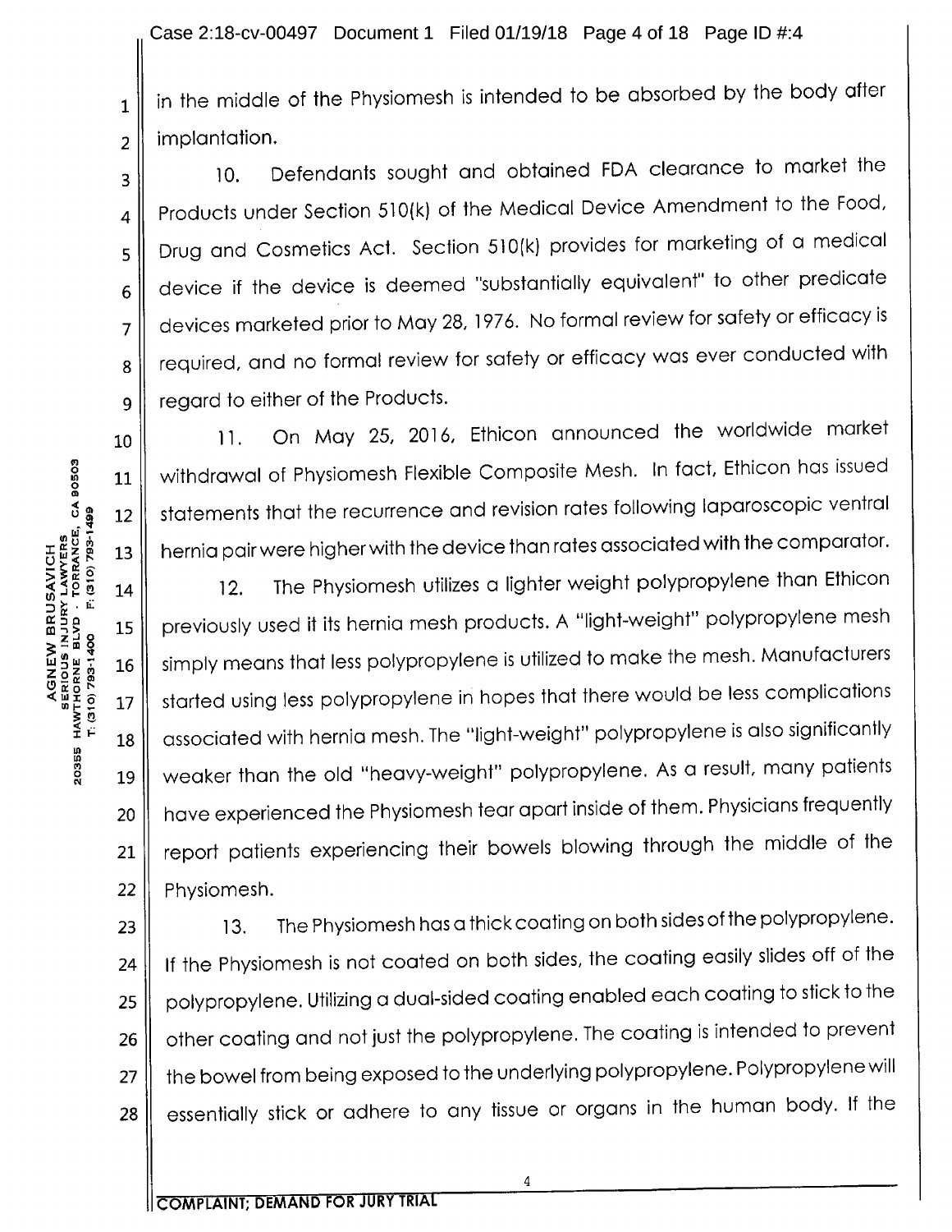in the middle of the Physiomesh is intended to be absorbed by the body after implantation.

10. Defendants sought and obtained FDA clearance to market the Products under Section 510(k) of the Medical Device Amendment to the Food, Drug and Cosmetics Act. Section 510(k) provides for marketing of a medical device if the device is deemed "substantially equivalent" to other predicate devices marketed prior to May 28, 1976. No formal review for safety or efficacy is required, and no formal review for safety or efficacy was ever conducted with regard to either of the Products.

11. On May 25, 2016, Ethicon announced the worldwide market withdrawal of Physiomesh Flexible Composite Mesh. In fact, Ethicon has issued statements that the recurrence and revision rates following laparoscopic ventral hernia pair were higher with the device than rates associated with the comparator.

12. The Physiomesh utilizes a lighter weight polypropylene than Ethicon previously used it its hernia mesh products. A "light-weight" polypropylene mesh simply means that less polypropylene is utilized to make the mesh. Manufacturers started using less polypropylene in hopes that there would be less complications associated with hernia mesh. The "light-weight" polypropylene is also significantly weaker than the old "heavy-weight" polypropylene. As a result, many patients have experienced the Physiomesh tear apart inside of them. Physicians frequently report patients experiencing their bowels blowing through the middle of the Physiomesh.

13. The Physiomesh has a thick coating on both sides of the polypropylene. If the Physiomesh is not coated on both sides, the coating easily slides off of the polypropylene. Utilizing a dual-sided coating enabled each coating to stick to the other coating and not just the polypropylene. The coating is intended to prevent the bowel from being exposed to the underlying polypropylene. Polypropylene will essentially stick or adhere to any tissue or organs in the human body. If the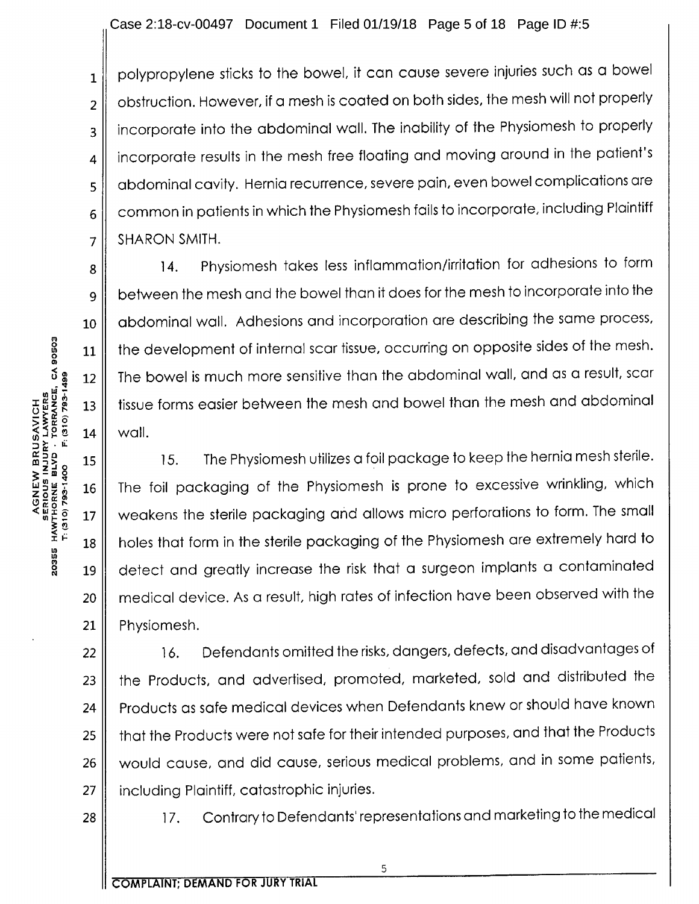polypropylene sticks to the bowel, it can cause severe injuries such as a bowel obstruction. However, if a mesh is coated on both sides, the mesh will not properly incorporate into the abdominal wall. The inability of the Physiomesh to properly incorporate results in the mesh free floating and moving around in the patient's abdominal cavity. Hernia recurrence, severe pain, even bowel complications are common in patients in which the Physiomesh fails to incorporate, including Plaintiff SHARON SMITH.

14. Physiomesh takes less inflammation/irritation for adhesions to form between the mesh and the bowel than it does for the mesh to incorporate into the abdominal wall. Adhesions and incorporation are describing the same process, the development of internal scar tissue, occurring on opposite sides of the mesh. The bowel is much more sensitive than the abdominal wall, and as a result, scar tissue forms easier between the mesh and bowel than the mesh and abdominal wall.

15. The Physiomesh utilizes a foil package to keep the hernia mesh sterile. The foil packaging of the Physiomesh is prone to excessive wrinkling, which weakens the sterile packaging and allows micro perforations to form. The small holes that form in the sterile packaging of the Physiomesh are extremely hard to detect and greatly increase the risk that a surgeon implants a contaminated medical device. As a result, high rates of infection have been observed with the Physiomesh.

16. Defendants omitted the risks, dangers, defects, and disadvantages of the Products, and advertised, promoted, marketed, sold and distributed the Products as safe medical devices when Defendants knew or should have known that the Products were not safe for their intended purposes, and that the Products would cause, and did cause, serious medical problems, and in some patients, including Plaintiff, catastrophic injuries.

17. Contrary to Defendants' representations and marketing to the medical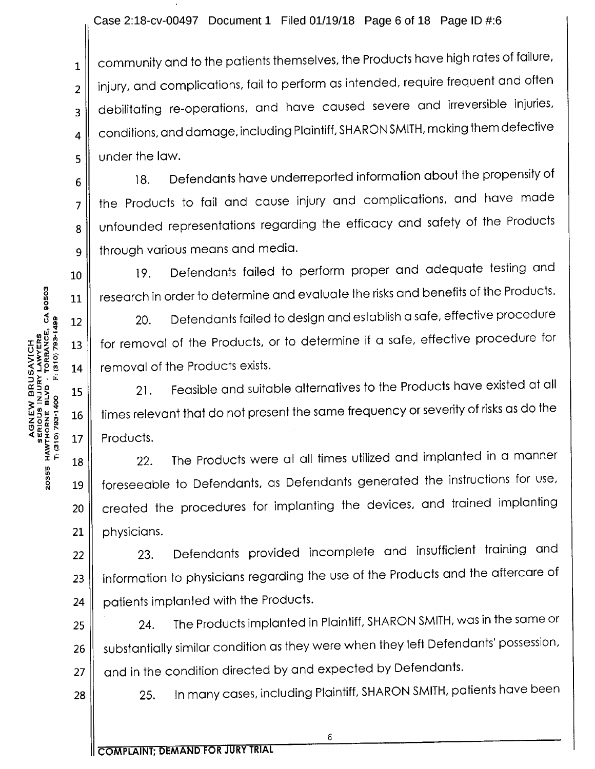community and to the patients themselves, the Products have high rates of failure, injury, and complications, fail to perform as intended, require frequent and often debilitating re-operations, and have caused severe and irreversible injuries, conditions, and damage, including Plaintiff, SHARON SMITH, making them defective under the law.

18. Defendants have underreported information about the propensity of the Products to fail and cause injury and complications, and have made unfounded representations regarding the efficacy and safety of the Products through various means and media.

19. Defendants failed to perform proper and adequate testing and research in order to determine and evaluate the risks and benefits of the Products.

20. Defendants failed to design and establish a safe, effective procedure for removal of the Products, or to determine if a safe, effective procedure for removal of the Products exists.

21. Feasible and suitable alternatives to the Products have existed at all times relevant that do not present the same frequency or severity of risks as do the Products.

22. The Products were at all times utilized and implanted in a manner foreseeable to Defendants, as Defendants generated the instructions for use, created the procedures for implanting the devices, and trained implanting physicians.

23. Defendants provided incomplete and insufficient training and information to physicians regarding the use of the Products and the aftercare of patients implanted with the Products.

24. The Products implanted in Plaintiff, SHARON SMITH, was in the same or substantially similar condition as they were when they left Defendants' possession, and in the condition directed by and expected by Defendants.

25. In many cases, including Plaintiff, SHARON SMITH, patients have been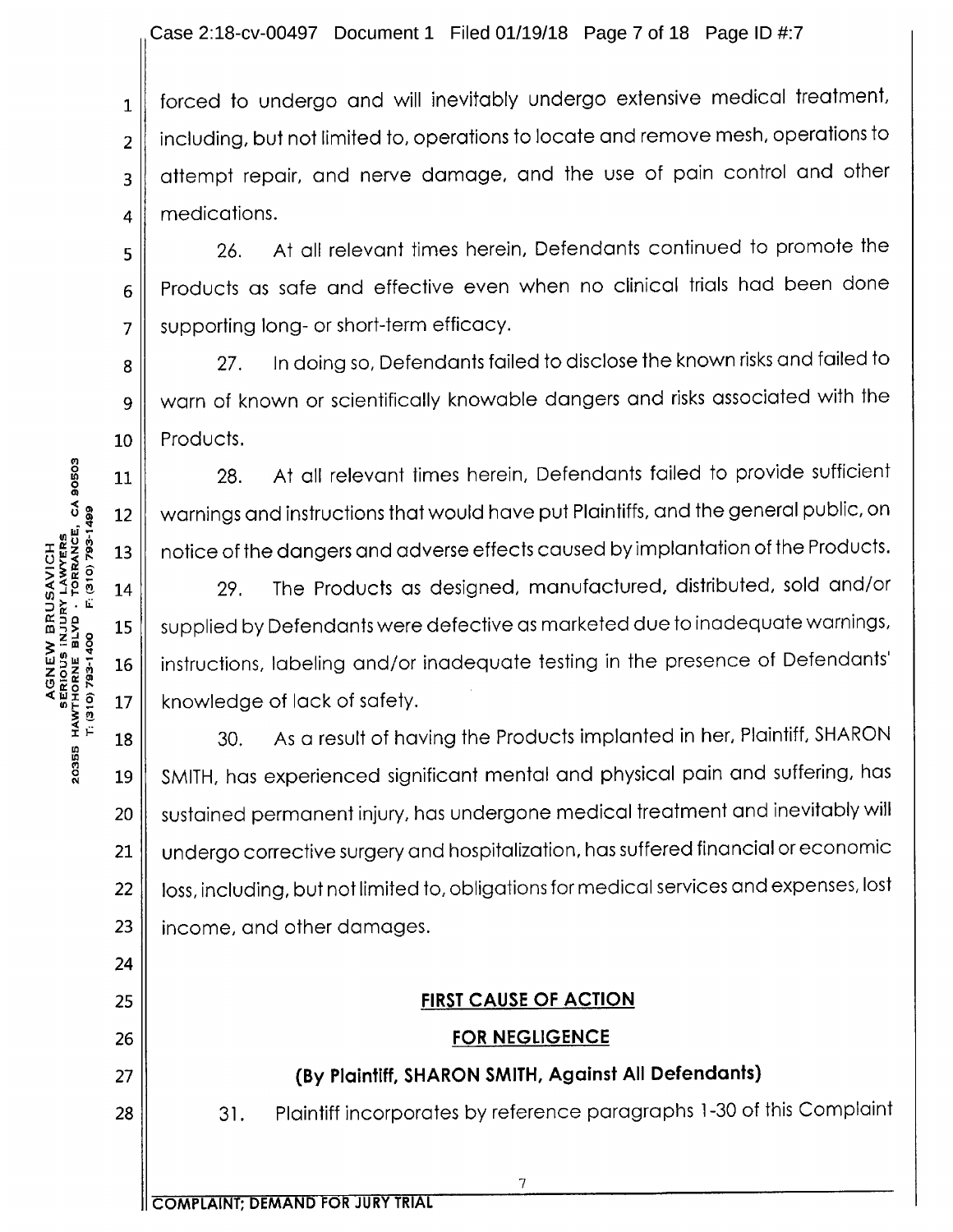forced to undergo and will inevitably undergo extensive medical treatment, including, but not limited to, operations to locate and remove mesh, operations to attempt repair, and nerve damage, and the use of pain control and other medications.

26. At all relevant times herein, Defendants continued to promote the Products as safe and effective even when no clinical trials had been done supporting long- or short-term efficacy.

27. In doing so, Defendants failed to disclose the known risks and failed to warn of known or scientifically knowable dangers and risks associated with the Products.

28. At all relevant times herein, Defendants failed to provide sufficient warnings and instructions that would have put Plaintiffs, and the general public, on notice of the dangers and adverse effects caused by implantation of the Products.

29. The Products as designed, manufactured, distributed, sold and/or supplied by Defendants were defective as marketed due to inadequate warnings, instructions, labeling and/or inadequate testing in the presence of Defendants' knowledge of lack of safety.

30. As a result of having the Products implanted in her, Plaintiff, SHARON SMITH, has experienced significant mental and physical pain and suffering, has sustained permanent injury, has undergone medical treatment and inevitably will undergo corrective surgery and hospitalization, has suffered financial or economic loss, including, but not limited to, obligations for medical services and expenses, lost income, and other damages.

## FIRST CAUSE OF ACTION

## FOR NEGLIGENCE

**(By Plaintiff, SHARON SMITH, Against All Defendants)**

31. Plaintiff incorporates by reference paragraphs 1-30 of this Complaint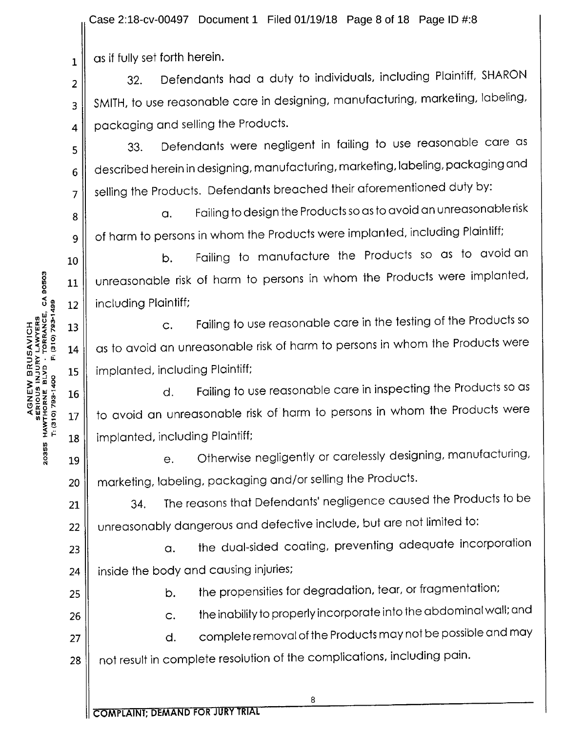as if fully set forth herein.

32. Defendants had a duty to individuals, including Plaintiff, SHARON SMITH, to use reasonable care in designing, manufacturing, marketing, labeling, packaging and selling the Products.

33. Defendants were negligent in failing to use reasonable care as described herein in designing, manufacturing, marketing, labeling, packaging and selling the Products. Defendants breached their aforementioned duty by:

a. Failing to design the Products so as to avoid an unreasonable risk of harm to persons in whom the Products were implanted, including Plaintiff;

b. Failing to manufacture the Products so as to avoid an unreasonable risk of harm to persons in whom the Products were implanted, including Plaintiff;

c. Failing to use reasonable care in the testing of the Products so as to avoid an unreasonable risk of harm to persons in whom the Products were implanted, including Plaintiff;

d. Failing to use reasonable care in inspecting the Products so as to avoid an unreasonable risk of harm to persons in whom the Products were implanted, including Plaintiff;

e. Otherwise negligently or carelessly designing, manufacturing, marketing, labeling, packaging and/or selling the Products.

34. The reasons that Defendants' negligence caused the Products to be unreasonably dangerous and defective include, but are not limited to:

a. the dual-sided coating, preventing adequate incorporation inside the body and causing injuries;

b. the propensities for degradation, tear, or fragmentation;

c. the inability to properly incorporate into the abdominal wall; and

d. complete removal of the Products may not be possible and may not result in complete resolution of the complications, including pain.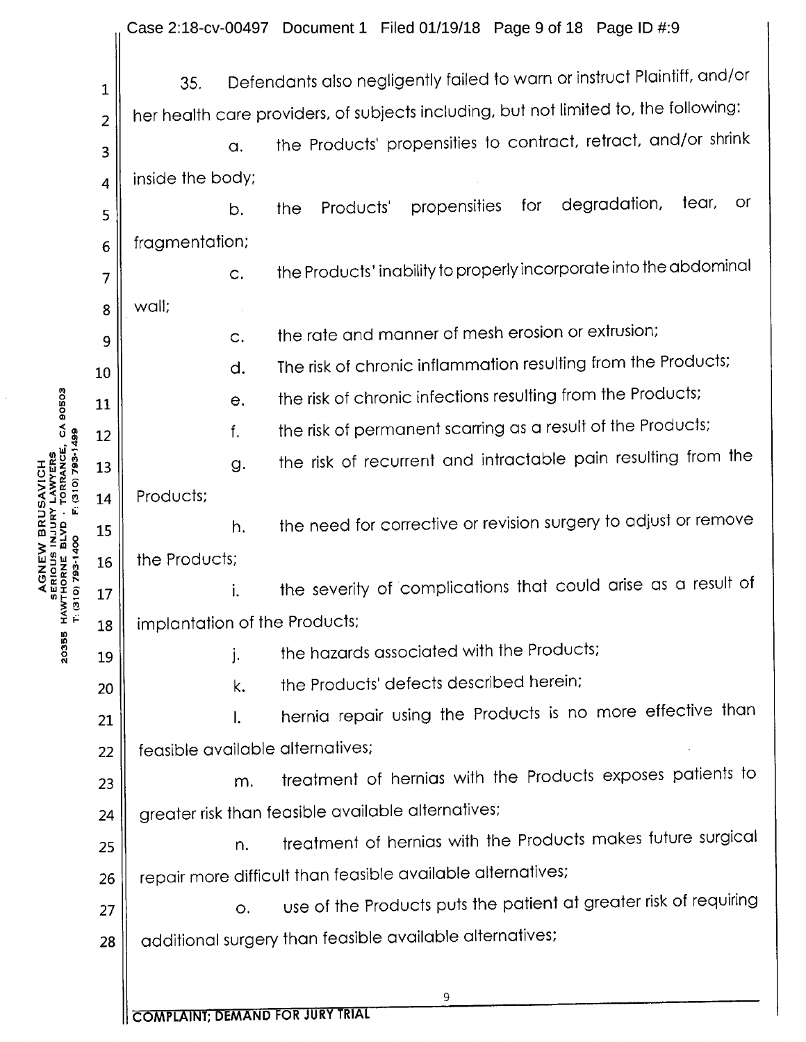35. Defendants also negligently failed to warn or instruct Plaintiff, and/or her health care providers, of subjects including, but not limited to, the following:

a. the Products' propensities to contract, retract, and/or shrink inside the body;

b. the Products' propensities for degradation, tear, or fragmentation;

c. the Products' inability to properly incorporate into the abdominal wall;

c. the rate and manner of mesh erosion or extrusion;

d. The risk of chronic inflammation resulting from the Products;

e. the risk of chronic infections resulting from the Products;

f. the risk of permanent scarring as a result of the Products;

g. the risk of recurrent and intractable pain resulting from the Products;

h. the need for corrective or revision surgery to adjust or remove the Products;

i. the severity of complications that could arise as a result of implantation of the Products;

j. the hazards associated with the Products;

k. the Products' defects described herein;

l. hernia repair using the Products is no more effective than feasible available alternatives;

m. treatment of hernias with the Products exposes patients to greater risk than feasible available alternatives;

n. treatment of hernias with the Products makes future surgical repair more difficult than feasible available alternatives;

o. use of the Products puts the patient at greater risk of requiring additional surgery than feasible available alternatives;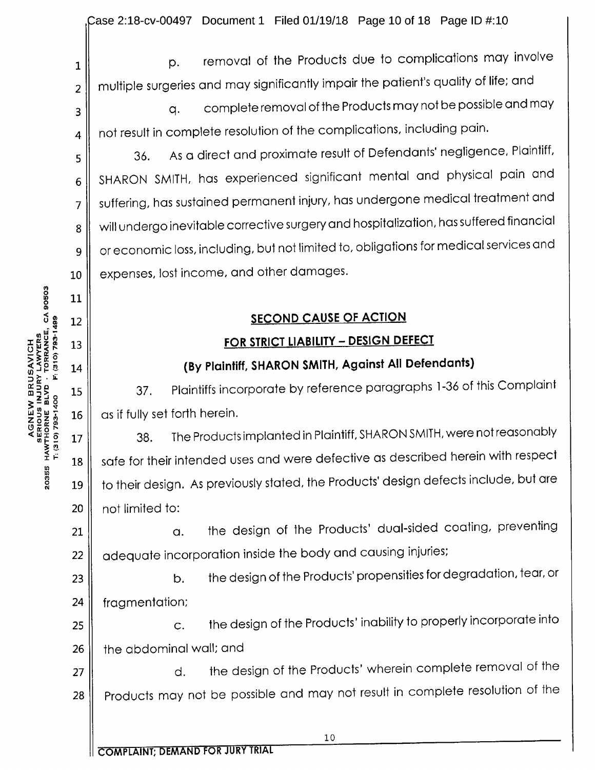p. removal of the Products due to complications may involve multiple surgeries and may significantly impair the patient's quality of life; and

q. complete removal of the Products may not be possible and may not result in complete resolution of the complications, including pain.

36. As a direct and proximate result of Defendants' negligence, Plaintiff, SHARON SMITH, has experienced significant mental and physical pain and suffering, has sustained permanent injury, has undergone medical treatment and will undergo inevitable corrective surgery and hospitalization, has suffered financial or economic loss, including, but not limited to, obligations for medical services and expenses, lost income, and other damages.

## SECOND CAUSE OF ACTION

## FOR STRICT LIABILITY – DESIGN DEFECT

### (By Plaintiff, SHARON SMITH, Against All Defendants)

37. Plaintiffs incorporate by reference paragraphs 1-36 of this Complaint as if fully set forth herein.

38. The Products implanted in Plaintiff, SHARON SMITH, were not reasonably safe for their intended uses and were defective as described herein with respect to their design. As previously stated, the Products' design defects include, but are not limited to:

a. the design of the Products' dual-sided coating, preventing adequate incorporation inside the body and causing injuries;

b. the design of the Products' propensities for degradation, tear, or fragmentation;

c. the design of the Products' inability to properly incorporate into the abdominal wall; and

d. the design of the Products' wherein complete removal of the Products may not be possible and may not result in complete resolution of the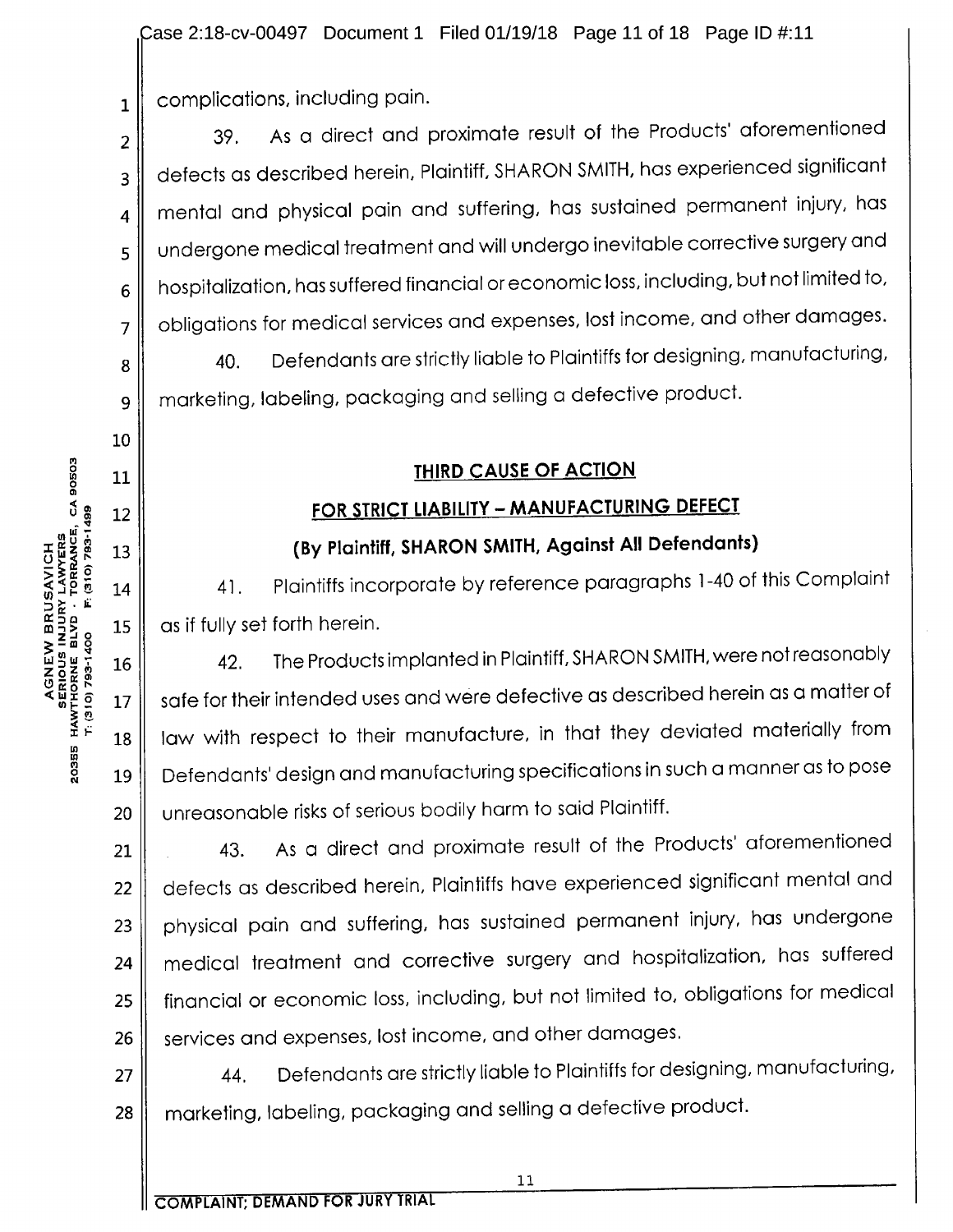complications, including pain.

39. As a direct and proximate result of the Products' aforementioned defects as described herein, Plaintiff, SHARON SMITH, has experienced significant mental and physical pain and suffering, has sustained permanent injury, has undergone medical treatment and will undergo inevitable corrective surgery and hospitalization, has suffered financial or economic loss, including, but not limited to, obligations for medical services and expenses, lost income, and other damages.

40. Defendants are strictly liable to Plaintiffs for designing, manufacturing, marketing, labeling, packaging and selling a defective product.

## THIRD CAUSE OF ACTION

## FOR STRICT LIABILITY – MANUFACTURING DEFECT

**(By Plaintiff, SHARON SMITH, Against All Defendants)**

41. Plaintiffs incorporate by reference paragraphs 1-40 of this Complaint as if fully set forth herein.

42. The Products implanted in Plaintiff, SHARON SMITH, were not reasonably safe for their intended uses and were defective as described herein as a matter of law with respect to their manufacture, in that they deviated materially from Defendants' design and manufacturing specifications in such a manner as to pose unreasonable risks of serious bodily harm to said Plaintiff.

43. As a direct and proximate result of the Products' aforementioned defects as described herein, Plaintiffs have experienced significant mental and physical pain and suffering, has sustained permanent injury, has undergone medical treatment and corrective surgery and hospitalization, has suffered financial or economic loss, including, but not limited to, obligations for medical services and expenses, lost income, and other damages.

44. Defendants are strictly liable to Plaintiffs for designing, manufacturing, marketing, labeling, packaging and selling a defective product.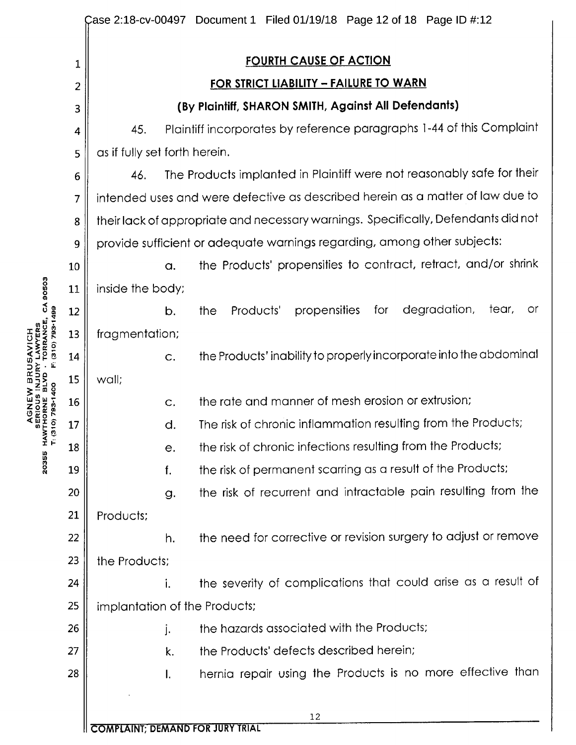**FOURTH CAUSE OF ACTION**

**FOR STRICT LIABILITY – FAILURE TO WARN**

**(By Plaintiff, SHARON SMITH, Against All Defendants)**

45. Plaintiff incorporates by reference paragraphs 1-44 of this Complaint as if fully set forth herein.

46. The Products implanted in Plaintiff were not reasonably safe for their intended uses and were defective as described herein as a matter of law due to their lack of appropriate and necessary warnings. Specifically, Defendants did not provide sufficient or adequate warnings regarding, among other subjects:

a. the Products' propensities to contract, retract, and/or shrink inside the body;

b. the Products' propensities for degradation, tear, or fragmentation;

c. the Products' inability to properly incorporate into the abdominal wall;

c. the rate and manner of mesh erosion or extrusion;

d. The risk of chronic inflammation resulting from the Products;

e. the risk of chronic infections resulting from the Products;

f. the risk of permanent scarring as a result of the Products;

g. the risk of recurrent and intractable pain resulting from the Products;

h. the need for corrective or revision surgery to adjust or remove the Products;

i. the severity of complications that could arise as a result of implantation of the Products;

j. the hazards associated with the Products;

k. the Products' defects described herein;

l. hernia repair using the Products is no more effective than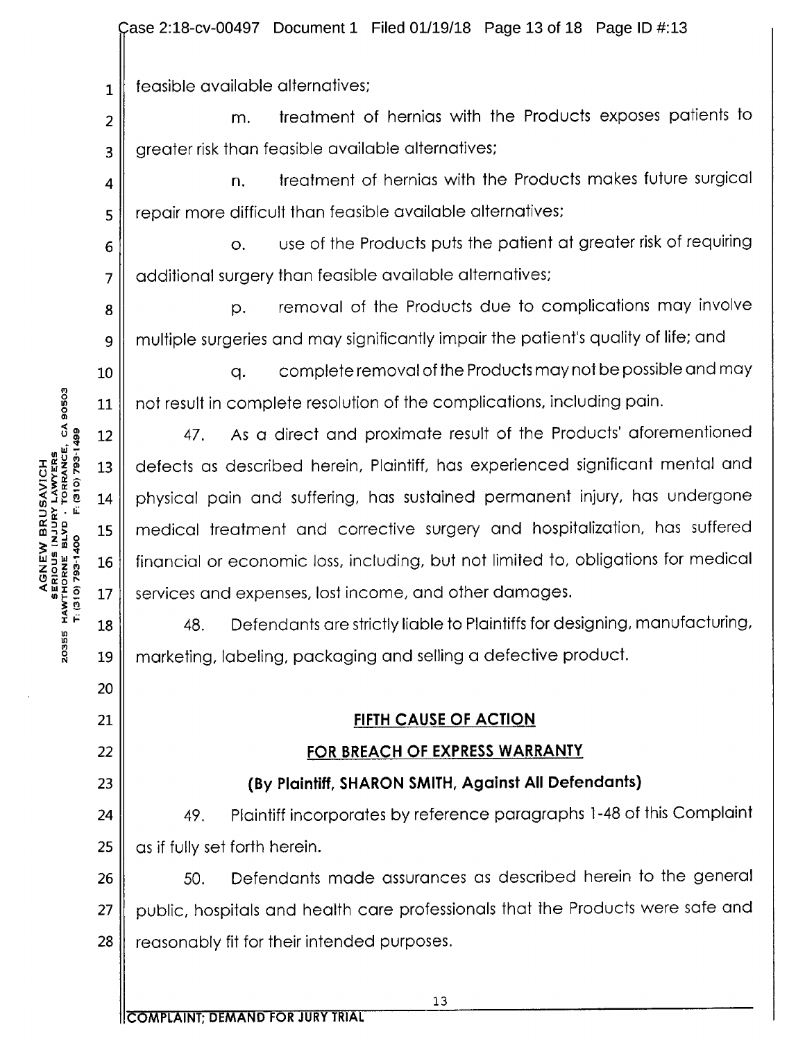feasible available alternatives;

m. treatment of hernias with the Products exposes patients to greater risk than feasible available alternatives;

n. treatment of hernias with the Products makes future surgical repair more difficult than feasible available alternatives;

o. use of the Products puts the patient at greater risk of requiring additional surgery than feasible available alternatives;

p. removal of the Products due to complications may involve multiple surgeries and may significantly impair the patient's quality of life; and

q. complete removal of the Products may not be possible and may not result in complete resolution of the complications, including pain.

47. As a direct and proximate result of the Products' aforementioned defects as described herein, Plaintiff, has experienced significant mental and physical pain and suffering, has sustained permanent injury, has undergone medical treatment and corrective surgery and hospitalization, has suffered financial or economic loss, including, but not limited to, obligations for medical services and expenses, lost income, and other damages.

48. Defendants are strictly liable to Plaintiffs for designing, manufacturing, marketing, labeling, packaging and selling a defective product.

## FIFTH CAUSE OF ACTION

## FOR BREACH OF EXPRESS WARRANTY

**(By Plaintiff, SHARON SMITH, Against All Defendants)**

49. Plaintiff incorporates by reference paragraphs 1-48 of this Complaint as if fully set forth herein.

50. Defendants made assurances as described herein to the general public, hospitals and health care professionals that the Products were safe and reasonably fit for their intended purposes.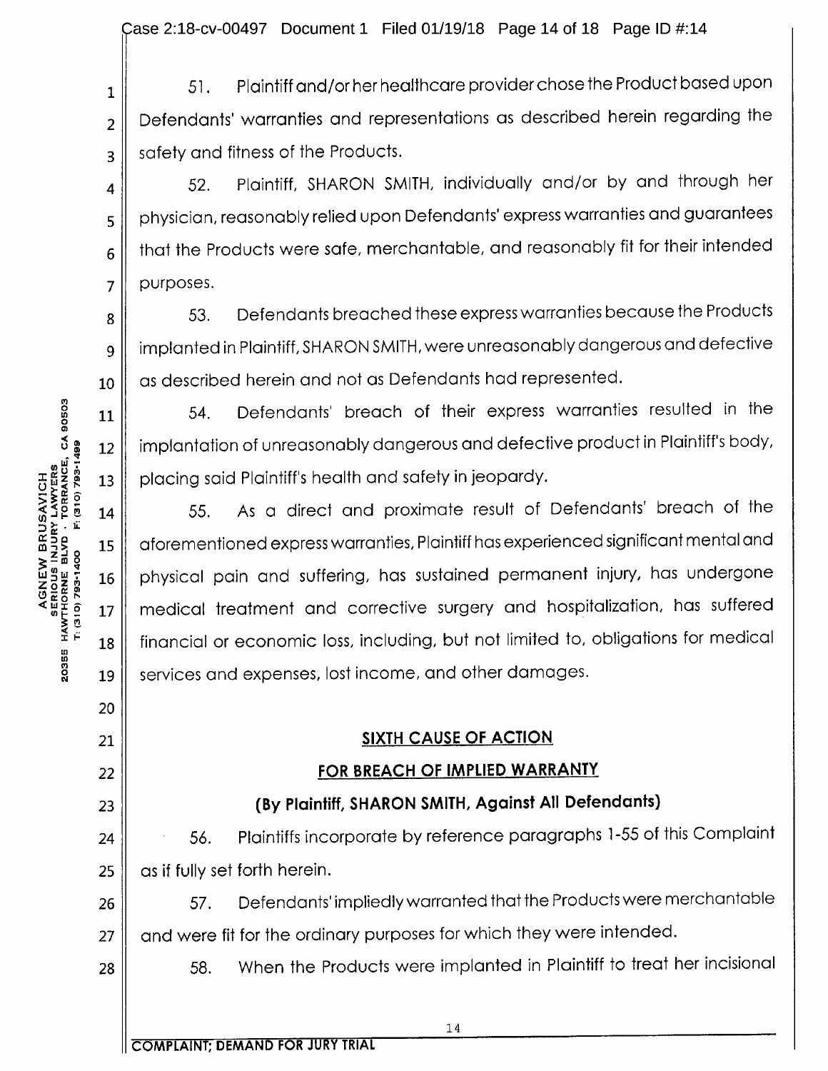51. Plaintiff and/or her healthcare provider chose the Product based upon Defendants' warranties and representations as described herein regarding the safety and fitness of the Products.

52. Plaintiff, SHARON SMITH, individually and/or by and through her physician, reasonably relied upon Defendants' express warranties and guarantees that the Products were safe, merchantable, and reasonably fit for their intended purposes.

53. Defendants breached these express warranties because the Products implanted in Plaintiff, SHARON SMITH, were unreasonably dangerous and defective as described herein and not as Defendants had represented.

54. Defendants' breach of their express warranties resulted in the implantation of unreasonably dangerous and defective product in Plaintiff's body, placing said Plaintiff's health and safety in jeopardy.

55. As a direct and proximate result of Defendants' breach of the aforementioned express warranties, Plaintiff has experienced significant mental and physical pain and suffering, has sustained permanent injury, has undergone medical treatment and corrective surgery and hospitalization, has suffered financial or economic loss, including, but not limited to, obligations for medical services and expenses, lost income, and other damages.

## SIXTH CAUSE OF ACTION

## FOR BREACH OF IMPLIED WARRANTY

**(By Plaintiff, SHARON SMITH, Against All Defendants)**

56. Plaintiffs incorporate by reference paragraphs 1-55 of this Complaint as if fully set forth herein.

57. Defendants' impliedly warranted that the Products were merchantable and were fit for the ordinary purposes for which they were intended.

58. When the Products were implanted in Plaintiff to treat her incisional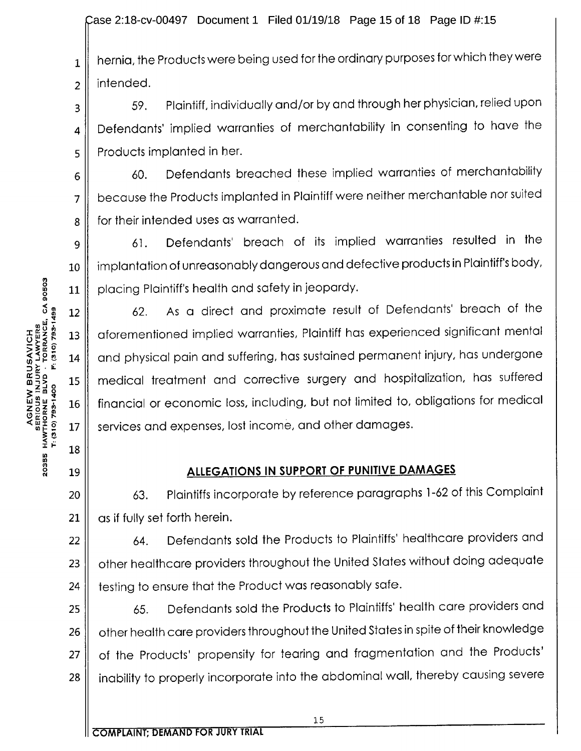hernia, the Products were being used for the ordinary purposes for which they were intended.

59. Plaintiff, individually and/or by and through her physician, relied upon Defendants' implied warranties of merchantability in consenting to have the Products implanted in her.

60. Defendants breached these implied warranties of merchantability because the Products implanted in Plaintiff were neither merchantable nor suited for their intended uses as warranted.

61. Defendants' breach of its implied warranties resulted in the implantation of unreasonably dangerous and defective products in Plaintiff's body, placing Plaintiff's health and safety in jeopardy.

62. As a direct and proximate result of Defendants' breach of the aforementioned implied warranties, Plaintiff has experienced significant mental and physical pain and suffering, has sustained permanent injury, has undergone medical treatment and corrective surgery and hospitalization, has suffered financial or economic loss, including, but not limited to, obligations for medical services and expenses, lost income, and other damages.

## ALLEGATIONS IN SUPPORT OF PUNITIVE DAMAGES

63. Plaintiffs incorporate by reference paragraphs 1-62 of this Complaint as if fully set forth herein.

64. Defendants sold the Products to Plaintiffs' healthcare providers and other healthcare providers throughout the United States without doing adequate testing to ensure that the Product was reasonably safe.

65. Defendants sold the Products to Plaintiffs' health care providers and other health care providers throughout the United States in spite of their knowledge of the Products' propensity for tearing and fragmentation and the Products' inability to properly incorporate into the abdominal wall, thereby causing severe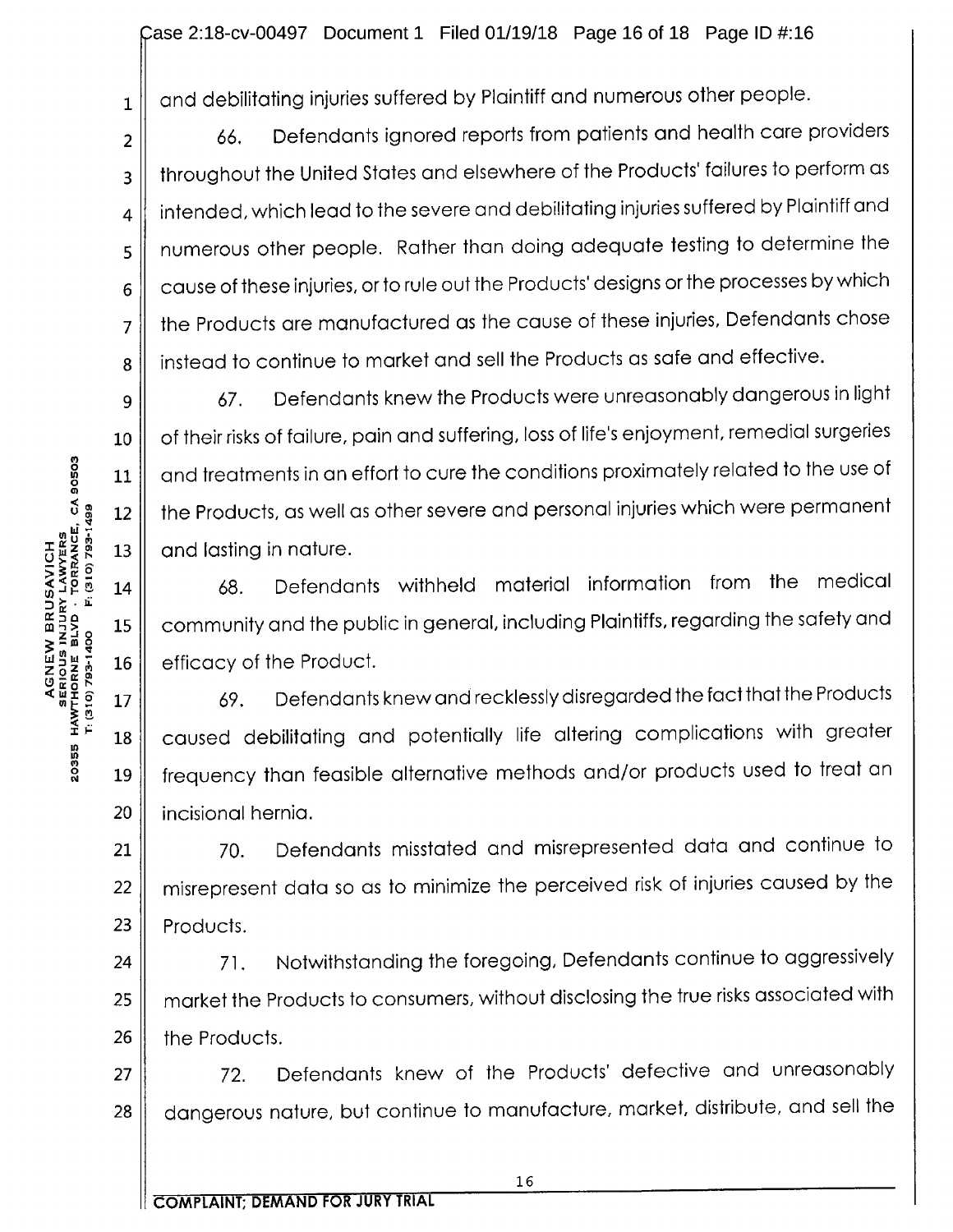and debilitating injuries suffered by Plaintiff and numerous other people.

66. Defendants ignored reports from patients and health care providers throughout the United States and elsewhere of the Products' failures to perform as intended, which lead to the severe and debilitating injuries suffered by Plaintiff and numerous other people. Rather than doing adequate testing to determine the cause of these injuries, or to rule out the Products' designs or the processes by which the Products are manufactured as the cause of these injuries, Defendants chose instead to continue to market and sell the Products as safe and effective.

67. Defendants knew the Products were unreasonably dangerous in light of their risks of failure, pain and suffering, loss of life's enjoyment, remedial surgeries and treatments in an effort to cure the conditions proximately related to the use of the Products, as well as other severe and personal injuries which were permanent and lasting in nature.

68. Defendants withheld material information from the medical community and the public in general, including Plaintiffs, regarding the safety and efficacy of the Product.

69. Defendants knew and recklessly disregarded the fact that the Products caused debilitating and potentially life altering complications with greater frequency than feasible alternative methods and/or products used to treat an incisional hernia.

70. Defendants misstated and misrepresented data and continue to misrepresent data so as to minimize the perceived risk of injuries caused by the Products.

71. Notwithstanding the foregoing, Defendants continue to aggressively market the Products to consumers, without disclosing the true risks associated with the Products.

72. Defendants knew of the Products' defective and unreasonably dangerous nature, but continue to manufacture, market, distribute, and sell the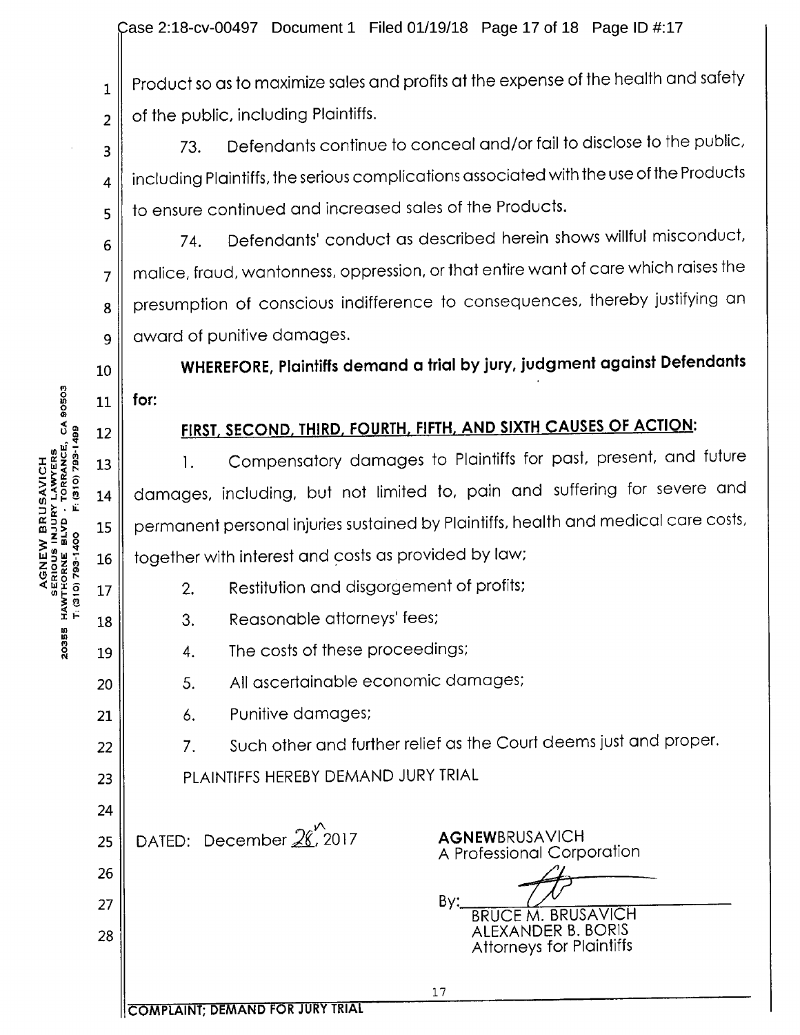Product so as to maximize sales and profits at the expense of the health and safety of the public, including Plaintiffs.

73. Defendants continue to conceal and/or fail to disclose to the public, including Plaintiffs, the serious complications associated with the use of the Products to ensure continued and increased sales of the Products.

74. Defendants' conduct as described herein shows willful misconduct, malice, fraud, wantonness, oppression, or that entire want of care which raises the presumption of conscious indifference to consequences, thereby justifying an award of punitive damages.

**WHEREFORE, Plaintiffs demand a trial by jury, judgment against Defendants for:**

**FIRST, SECOND, THIRD, FOURTH, FIFTH, AND SIXTH CAUSES OF ACTION:**

1. Compensatory damages to Plaintiffs for past, present, and future damages, including, but not limited to, pain and suffering for severe and permanent personal injuries sustained by Plaintiffs, health and medical care costs, together with interest and costs as provided by law;
2. Restitution and disgorgement of profits;
3. Reasonable attorneys' fees;
4. The costs of these proceedings;
5. All ascertainable economic damages;
6. Punitive damages;
7. Such other and further relief as the Court deems just and proper.

PLAINTIFFS HEREBY DEMAND JURY TRIAL

DATED: December 28, 2017

**AGNEW**BRUSAVICH
A Professional Corporation

By: ____________________
BRUCE M. BRUSAVICH
ALEXANDER B. BORIS
Attorneys for Plaintiffs